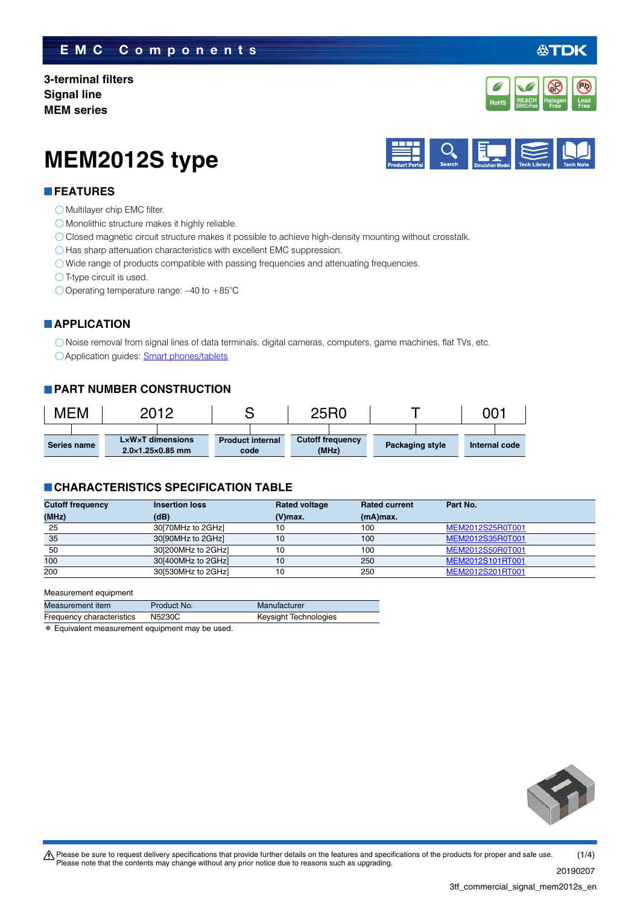3-terminal filters
Signal line
MEM series

# MEM2012S type

## FEATURES

- ◯ Multilayer chip EMC filter.
- ◯ Monolithic structure makes it highly reliable.
- ◯ Closed magnetic circuit structure makes it possible to achieve high-density mounting without crosstalk.
- ◯ Has sharp attenuation characteristics with excellent EMC suppression.
- ◯ Wide range of products compatible with passing frequencies and attenuating frequencies.
- ◯ T-type circuit is used.
- ◯ Operating temperature range: –40 to +85°C

## APPLICATION

- ◯ Noise removal from signal lines of data terminals, digital cameras, computers, game machines, flat TVs, etc.
- ◯ Application guides: Smart phones/tablets

## PART NUMBER CONSTRUCTION

| MEM | 2012 | S | 25R0 | T | 001 |
|---|---|---|---|---|---|
| Series name | L×W×T dimensions 2.0×1.25×0.85 mm | Product internal code | Cutoff frequency (MHz) | Packaging style | Internal code |

## CHARACTERISTICS SPECIFICATION TABLE

| Cutoff frequency (MHz) | Insertion loss (dB) | Rated voltage (V)max. | Rated current (mA)max. | Part No. |
|---|---|---|---|---|
| 25 | 30[70MHz to 2GHz] | 10 | 100 | MEM2012S25R0T001 |
| 35 | 30[90MHz to 2GHz] | 10 | 100 | MEM2012S35R0T001 |
| 50 | 30[200MHz to 2GHz] | 10 | 100 | MEM2012S50R0T001 |
| 100 | 30[400MHz to 2GHz] | 10 | 250 | MEM2012S101RT001 |
| 200 | 30[530MHz to 2GHz] | 10 | 250 | MEM2012S201RT001 |

Measurement equipment

| Measurement item | Product No. | Manufacturer |
|---|---|---|
| Frequency characteristics | N5230C | Keysight Technologies |

* Equivalent measurement equipment may be used.

⚠ Please be sure to request delivery specifications that provide further details on the features and specifications of the products for proper and safe use.
Please note that the contents may change without any prior notice due to reasons such as upgrading.

20190207

3tf_commercial_signal_mem2012s_en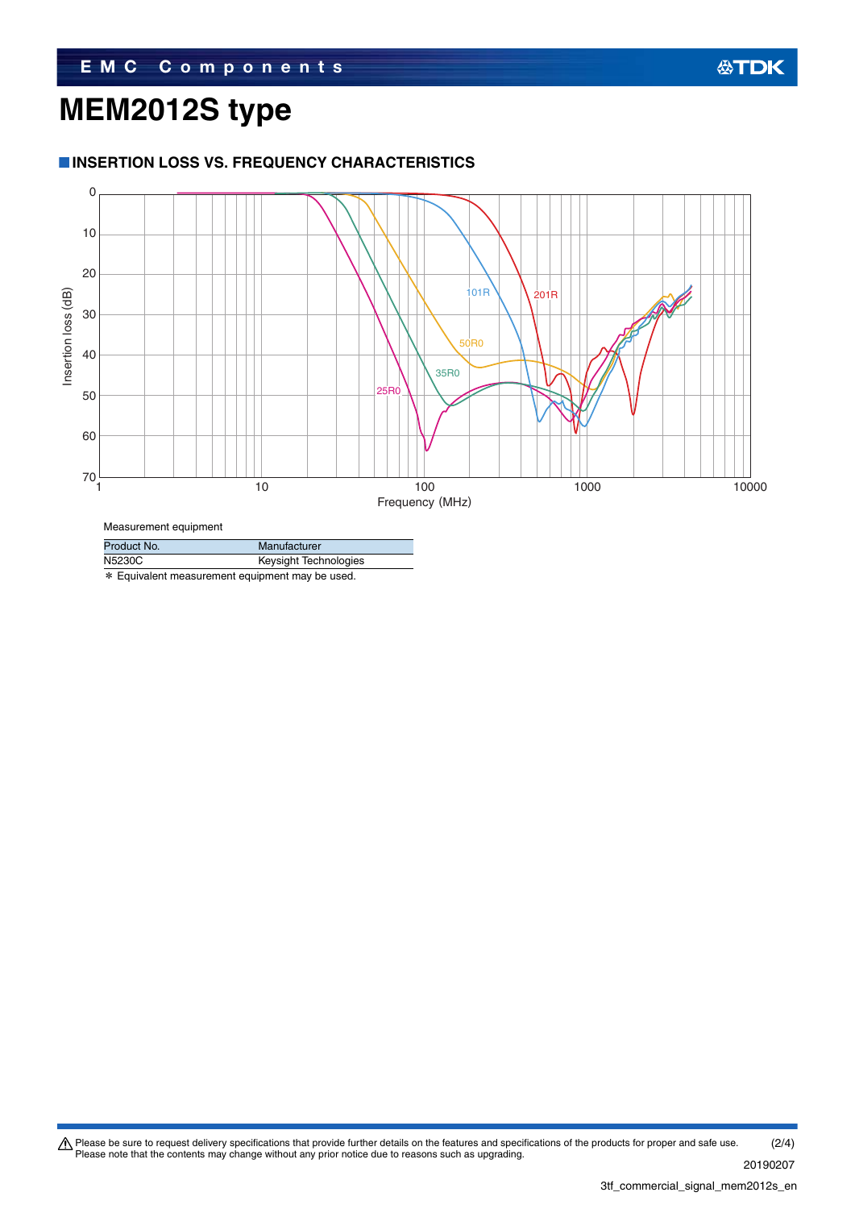# MEM2012S type

## INSERTION LOSS VS. FREQUENCY CHARACTERISTICS

Measurement equipment

| Product No. | Manufacturer |
| --- | --- |
| N5230C | Keysight Technologies |

＊ Equivalent measurement equipment may be used.

⚠ Please be sure to request delivery specifications that provide further details on the features and specifications of the products for proper and safe use.
Please note that the contents may change without any prior notice due to reasons such as upgrading.

20190207

3tf_commercial_signal_mem2012s_en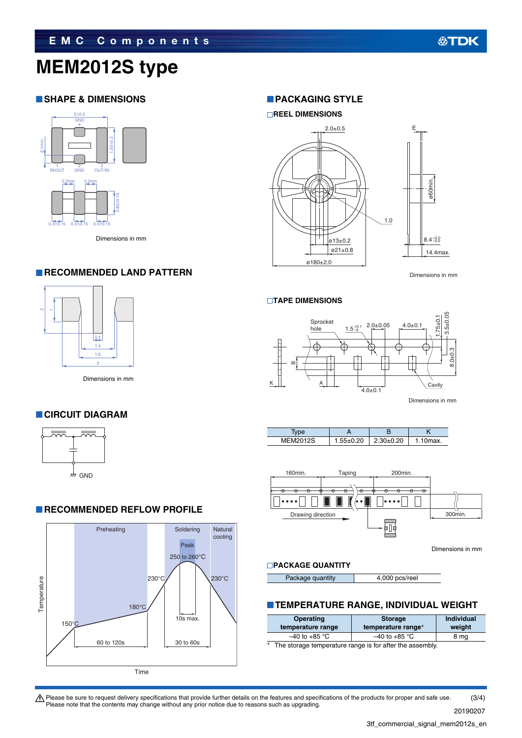# MEM2012S type

## SHAPE & DIMENSIONS

Dimensions in mm

## RECOMMENDED LAND PATTERN

Dimensions in mm

## CIRCUIT DIAGRAM

GND

## RECOMMENDED REFLOW PROFILE

## PACKAGING STYLE

### REEL DIMENSIONS

Dimensions in mm

### TAPE DIMENSIONS

Dimensions in mm

| Type | A | B | K |
|---|---|---|---|
| MEM2012S | 1.55±0.20 | 2.30±0.20 | 1.10max. |

Dimensions in mm

### PACKAGE QUANTITY

| Package quantity | 4,000 pcs/reel |
|---|---|

## TEMPERATURE RANGE, INDIVIDUAL WEIGHT

| Operating temperature range | Storage temperature range* | Individual weight |
|---|---|---|
| –40 to +85 °C | –40 to +85 °C | 8 mg |

\* The storage temperature range is for after the assembly.

Please be sure to request delivery specifications that provide further details on the features and specifications of the products for proper and safe use.
Please note that the contents may change without any prior notice due to reasons such as upgrading.

20190207

3tf_commercial_signal_mem2012s_en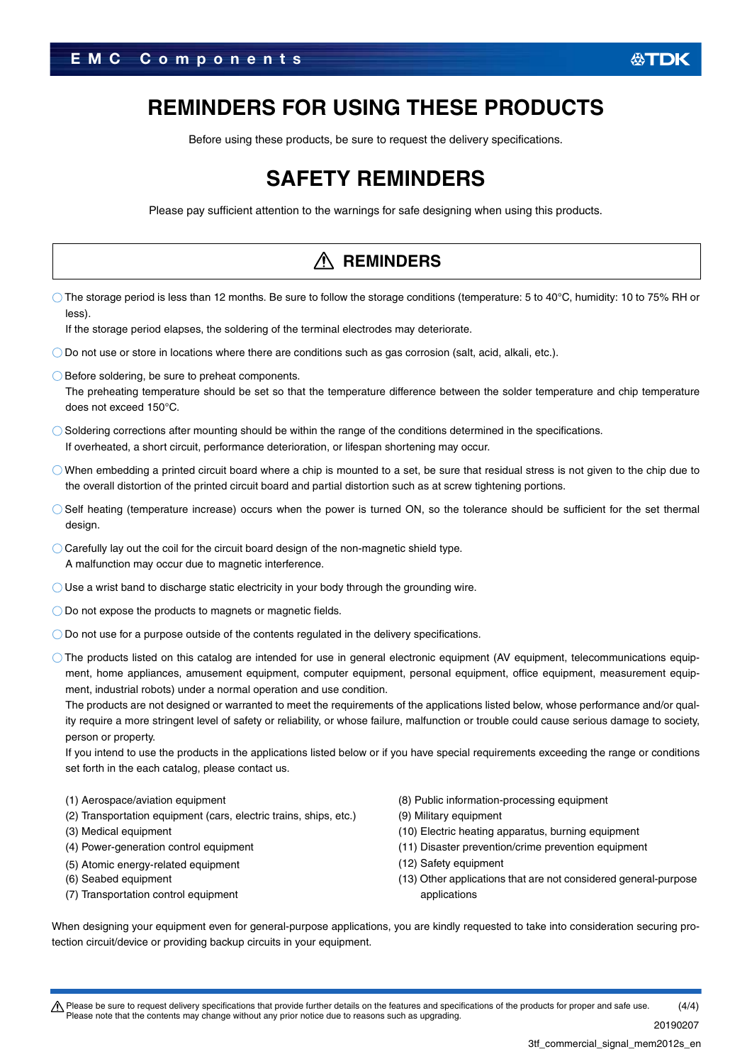# REMINDERS FOR USING THESE PRODUCTS

Before using these products, be sure to request the delivery specifications.

# SAFETY REMINDERS

Please pay sufficient attention to the warnings for safe designing when using this products.

## ⚠ REMINDERS

- The storage period is less than 12 months. Be sure to follow the storage conditions (temperature: 5 to 40°C, humidity: 10 to 75% RH or less).
  If the storage period elapses, the soldering of the terminal electrodes may deteriorate.
- Do not use or store in locations where there are conditions such as gas corrosion (salt, acid, alkali, etc.).
- Before soldering, be sure to preheat components.
  The preheating temperature should be set so that the temperature difference between the solder temperature and chip temperature does not exceed 150°C.
- Soldering corrections after mounting should be within the range of the conditions determined in the specifications.
  If overheated, a short circuit, performance deterioration, or lifespan shortening may occur.
- When embedding a printed circuit board where a chip is mounted to a set, be sure that residual stress is not given to the chip due to the overall distortion of the printed circuit board and partial distortion such as at screw tightening portions.
- Self heating (temperature increase) occurs when the power is turned ON, so the tolerance should be sufficient for the set thermal design.
- Carefully lay out the coil for the circuit board design of the non-magnetic shield type.
  A malfunction may occur due to magnetic interference.
- Use a wrist band to discharge static electricity in your body through the grounding wire.
- Do not expose the products to magnets or magnetic fields.
- Do not use for a purpose outside of the contents regulated in the delivery specifications.
- The products listed on this catalog are intended for use in general electronic equipment (AV equipment, telecommunications equipment, home appliances, amusement equipment, computer equipment, personal equipment, office equipment, measurement equipment, industrial robots) under a normal operation and use condition.
  The products are not designed or warranted to meet the requirements of the applications listed below, whose performance and/or quality require a more stringent level of safety or reliability, or whose failure, malfunction or trouble could cause serious damage to society, person or property.
  If you intend to use the products in the applications listed below or if you have special requirements exceeding the range or conditions set forth in the each catalog, please contact us.

(1) Aerospace/aviation equipment
(2) Transportation equipment (cars, electric trains, ships, etc.)
(3) Medical equipment
(4) Power-generation control equipment
(5) Atomic energy-related equipment
(6) Seabed equipment
(7) Transportation control equipment
(8) Public information-processing equipment
(9) Military equipment
(10) Electric heating apparatus, burning equipment
(11) Disaster prevention/crime prevention equipment
(12) Safety equipment
(13) Other applications that are not considered general-purpose applications

When designing your equipment even for general-purpose applications, you are kindly requested to take into consideration securing protection circuit/device or providing backup circuits in your equipment.